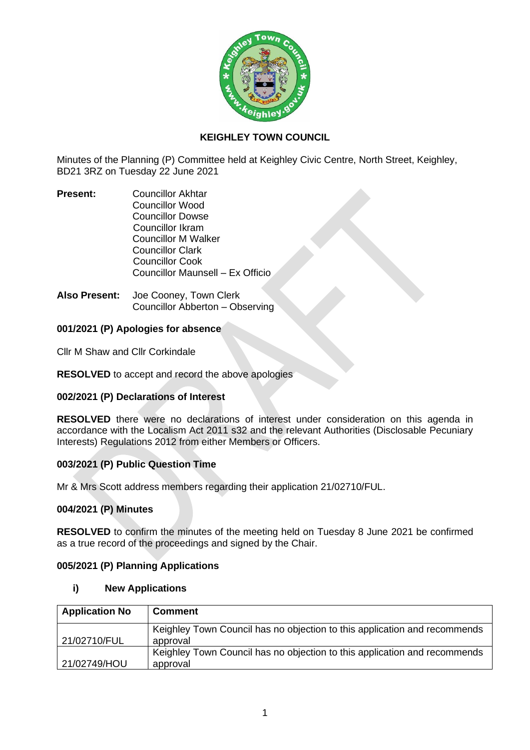# KEIGHLEY TOWN COUNCIL

Minutes of the Planning (P) Committee held at Keighley Civic Centre, North Street, Keighley, BD21 3RZ on Tuesday 22 June 2021

**Present:** Councillor Akhtar
Councillor Wood
Councillor Dowse
Councillor Ikram
Councillor M Walker
Councillor Clark
Councillor Cook
Councillor Maunsell – Ex Officio

**Also Present:** Joe Cooney, Town Clerk
Councillor Abberton – Observing

### 001/2021 (P) Apologies for absence

Cllr M Shaw and Cllr Corkindale

**RESOLVED** to accept and record the above apologies

### 002/2021 (P) Declarations of Interest

**RESOLVED** there were no declarations of interest under consideration on this agenda in accordance with the Localism Act 2011 s32 and the relevant Authorities (Disclosable Pecuniary Interests) Regulations 2012 from either Members or Officers.

### 003/2021 (P) Public Question Time

Mr & Mrs Scott address members regarding their application 21/02710/FUL.

### 004/2021 (P) Minutes

**RESOLVED** to confirm the minutes of the meeting held on Tuesday 8 June 2021 be confirmed as a true record of the proceedings and signed by the Chair.

### 005/2021 (P) Planning Applications

**i) New Applications**

| Application No | Comment |
|---|---|
| 21/02710/FUL | Keighley Town Council has no objection to this application and recommends approval |
| 21/02749/HOU | Keighley Town Council has no objection to this application and recommends approval |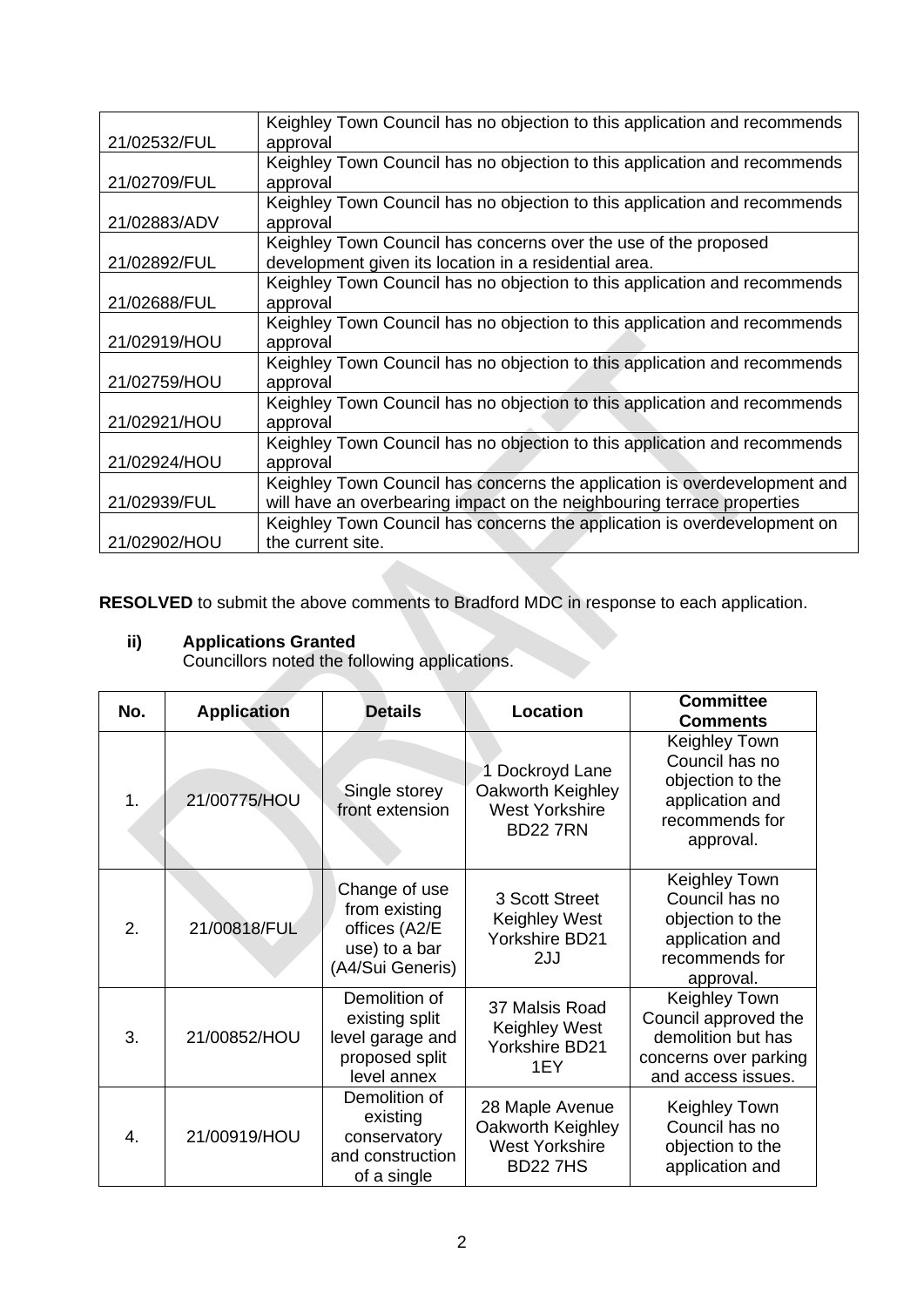| | |
|---|---|
| 21/02532/FUL | Keighley Town Council has no objection to this application and recommends approval |
| 21/02709/FUL | Keighley Town Council has no objection to this application and recommends approval |
| 21/02883/ADV | Keighley Town Council has no objection to this application and recommends approval |
| 21/02892/FUL | Keighley Town Council has concerns over the use of the proposed development given its location in a residential area. |
| 21/02688/FUL | Keighley Town Council has no objection to this application and recommends approval |
| 21/02919/HOU | Keighley Town Council has no objection to this application and recommends approval |
| 21/02759/HOU | Keighley Town Council has no objection to this application and recommends approval |
| 21/02921/HOU | Keighley Town Council has no objection to this application and recommends approval |
| 21/02924/HOU | Keighley Town Council has no objection to this application and recommends approval |
| 21/02939/FUL | Keighley Town Council has concerns the application is overdevelopment and will have an overbearing impact on the neighbouring terrace properties |
| 21/02902/HOU | Keighley Town Council has concerns the application is overdevelopment on the current site. |

**RESOLVED** to submit the above comments to Bradford MDC in response to each application.

**ii) Applications Granted**

Councillors noted the following applications.

| No. | Application | Details | Location | Committee Comments |
|---|---|---|---|---|
| 1. | 21/00775/HOU | Single storey front extension | 1 Dockroyd Lane Oakworth Keighley West Yorkshire BD22 7RN | Keighley Town Council has no objection to the application and recommends for approval. |
| 2. | 21/00818/FUL | Change of use from existing offices (A2/E use) to a bar (A4/Sui Generis) | 3 Scott Street Keighley West Yorkshire BD21 2JJ | Keighley Town Council has no objection to the application and recommends for approval. |
| 3. | 21/00852/HOU | Demolition of existing split level garage and proposed split level annex | 37 Malsis Road Keighley West Yorkshire BD21 1EY | Keighley Town Council approved the demolition but has concerns over parking and access issues. |
| 4. | 21/00919/HOU | Demolition of existing conservatory and construction of a single | 28 Maple Avenue Oakworth Keighley West Yorkshire BD22 7HS | Keighley Town Council has no objection to the application and |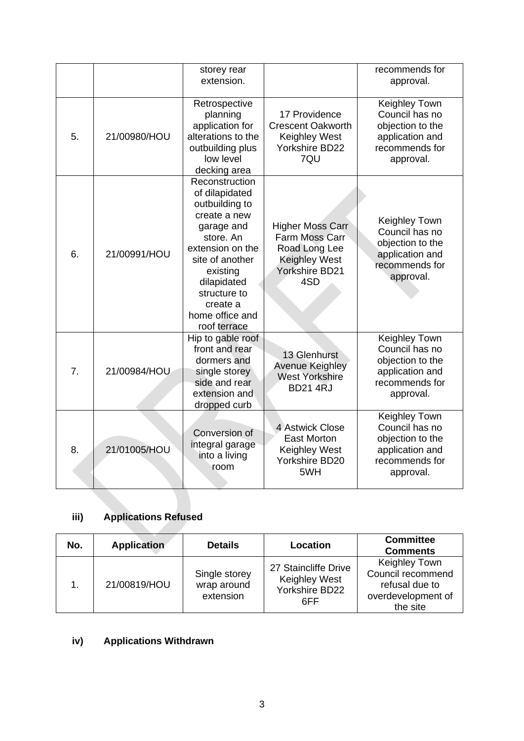|  |  | storey rear extension. |  | recommends for approval. |
|---|---|---|---|---|
| 5. | 21/00980/HOU | Retrospective planning application for alterations to the outbuilding plus low level decking area | 17 Providence Crescent Oakworth Keighley West Yorkshire BD22 7QU | Keighley Town Council has no objection to the application and recommends for approval. |
| 6. | 21/00991/HOU | Reconstruction of dilapidated outbuilding to create a new garage and store. An extension on the site of another existing dilapidated structure to create a home office and roof terrace | Higher Moss Carr Farm Moss Carr Road Long Lee Keighley West Yorkshire BD21 4SD | Keighley Town Council has no objection to the application and recommends for approval. |
| 7. | 21/00984/HOU | Hip to gable roof front and rear dormers and single storey side and rear extension and dropped curb | 13 Glenhurst Avenue Keighley West Yorkshire BD21 4RJ | Keighley Town Council has no objection to the application and recommends for approval. |
| 8. | 21/01005/HOU | Conversion of integral garage into a living room | 4 Astwick Close East Morton Keighley West Yorkshire BD20 5WH | Keighley Town Council has no objection to the application and recommends for approval. |

**iii) Applications Refused**

| No. | Application | Details | Location | Committee Comments |
|---|---|---|---|---|
| 1. | 21/00819/HOU | Single storey wrap around extension | 27 Staincliffe Drive Keighley West Yorkshire BD22 6FF | Keighley Town Council recommend refusal due to overdevelopment of the site |

**iv) Applications Withdrawn**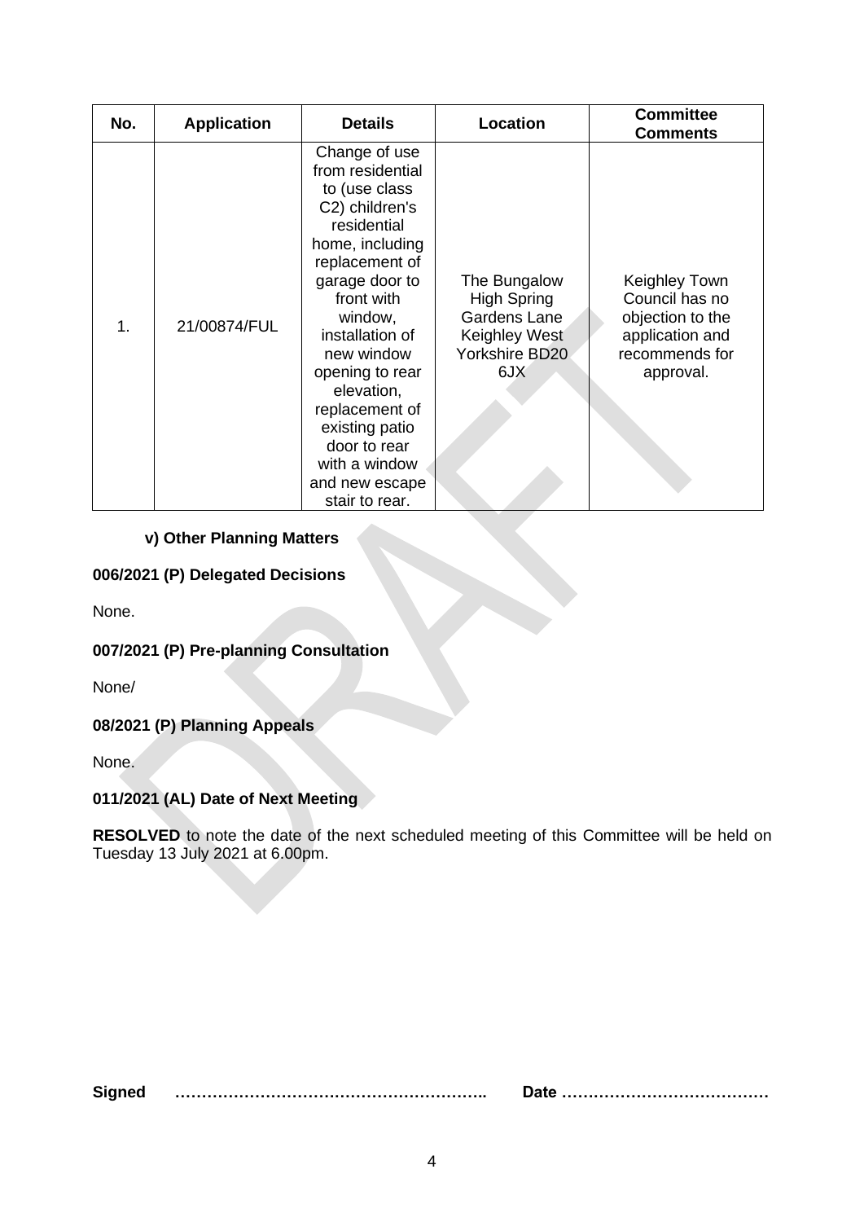| No. | Application | Details | Location | Committee Comments |
|---|---|---|---|---|
| 1. | 21/00874/FUL | Change of use from residential to (use class C2) children's residential home, including replacement of garage door to front with window, installation of new window opening to rear elevation, replacement of existing patio door to rear with a window and new escape stair to rear. | The Bungalow High Spring Gardens Lane Keighley West Yorkshire BD20 6JX | Keighley Town Council has no objection to the application and recommends for approval. |

**v) Other Planning Matters**

**006/2021 (P) Delegated Decisions**

None.

**007/2021 (P) Pre-planning Consultation**

None/

**08/2021 (P) Planning Appeals**

None.

**011/2021 (AL) Date of Next Meeting**

**RESOLVED** to note the date of the next scheduled meeting of this Committee will be held on Tuesday 13 July 2021 at 6.00pm.

**Signed** ………………………………………………….. **Date** …………………………………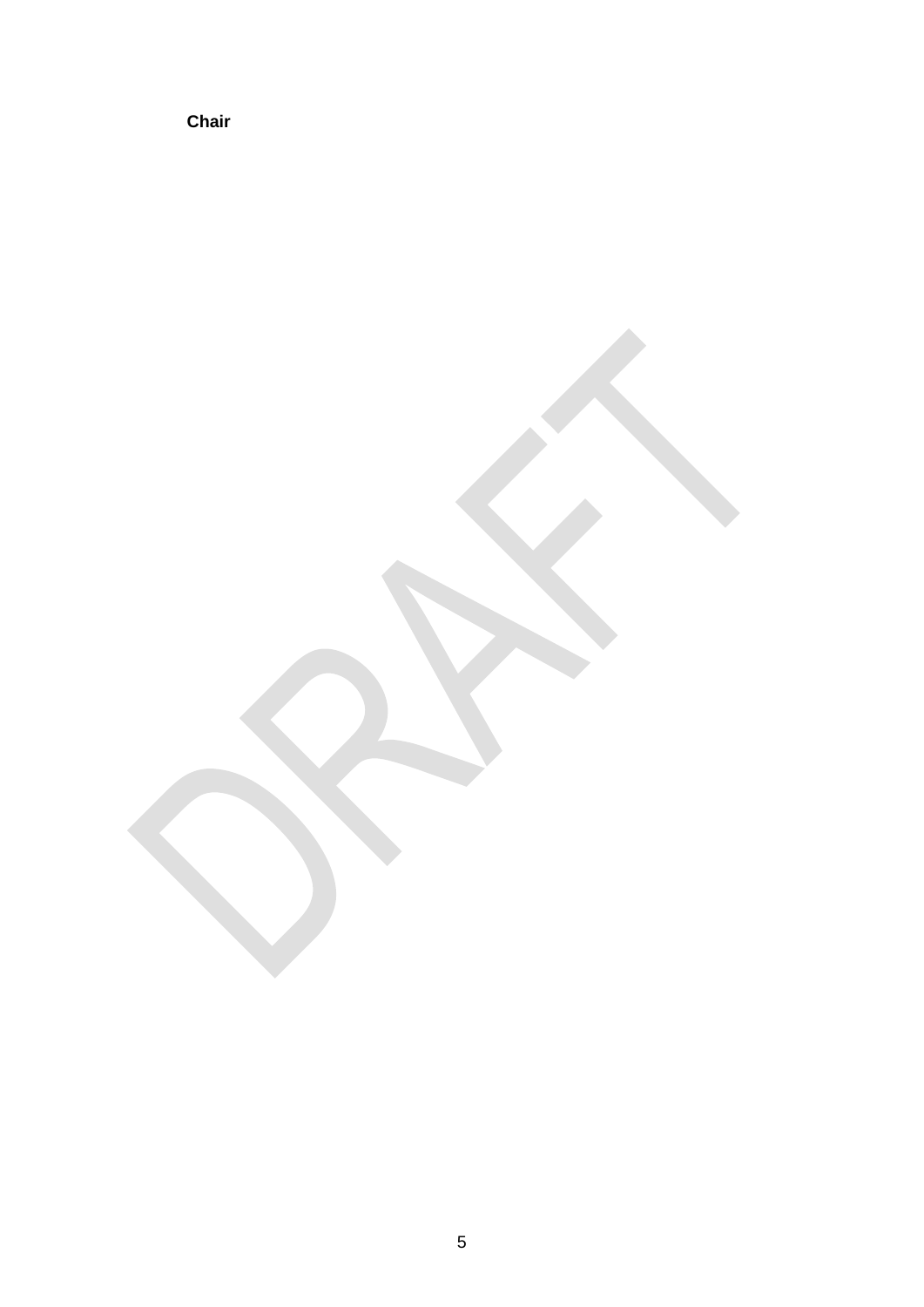**Chair**